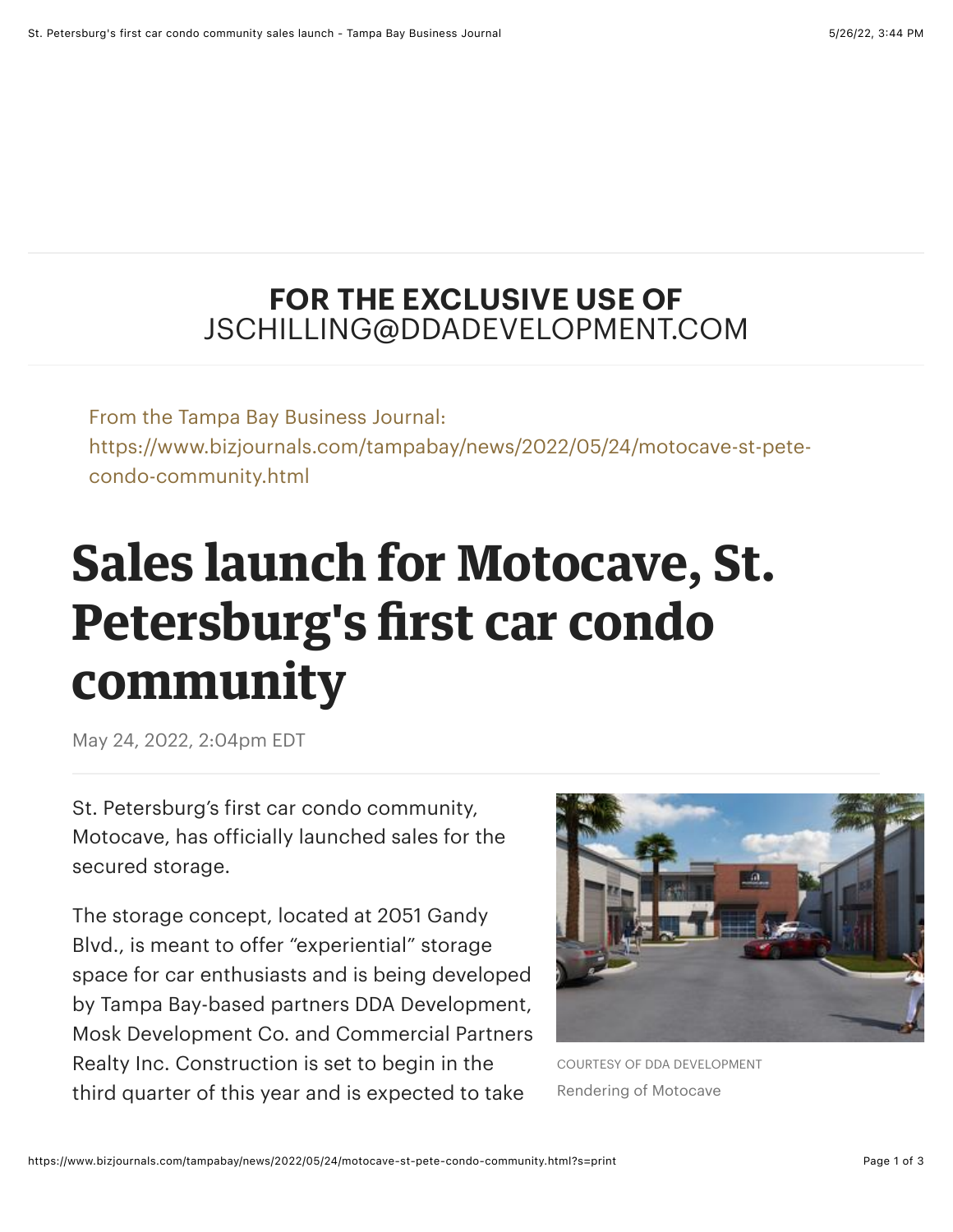**FOR THE EXCLUSIVE USE OF**
JSCHILLING@DDADEVELOPMENT.COM

From the Tampa Bay Business Journal:
https://www.bizjournals.com/tampabay/news/2022/05/24/motocave-st-pete-condo-community.html

# Sales launch for Motocave, St. Petersburg's first car condo community

May 24, 2022, 2:04pm EDT

St. Petersburg's first car condo community, Motocave, has officially launched sales for the secured storage.

The storage concept, located at 2051 Gandy Blvd., is meant to offer "experiential" storage space for car enthusiasts and is being developed by Tampa Bay-based partners DDA Development, Mosk Development Co. and Commercial Partners Realty Inc. Construction is set to begin in the third quarter of this year and is expected to take

COURTESY OF DDA DEVELOPMENT
Rendering of Motocave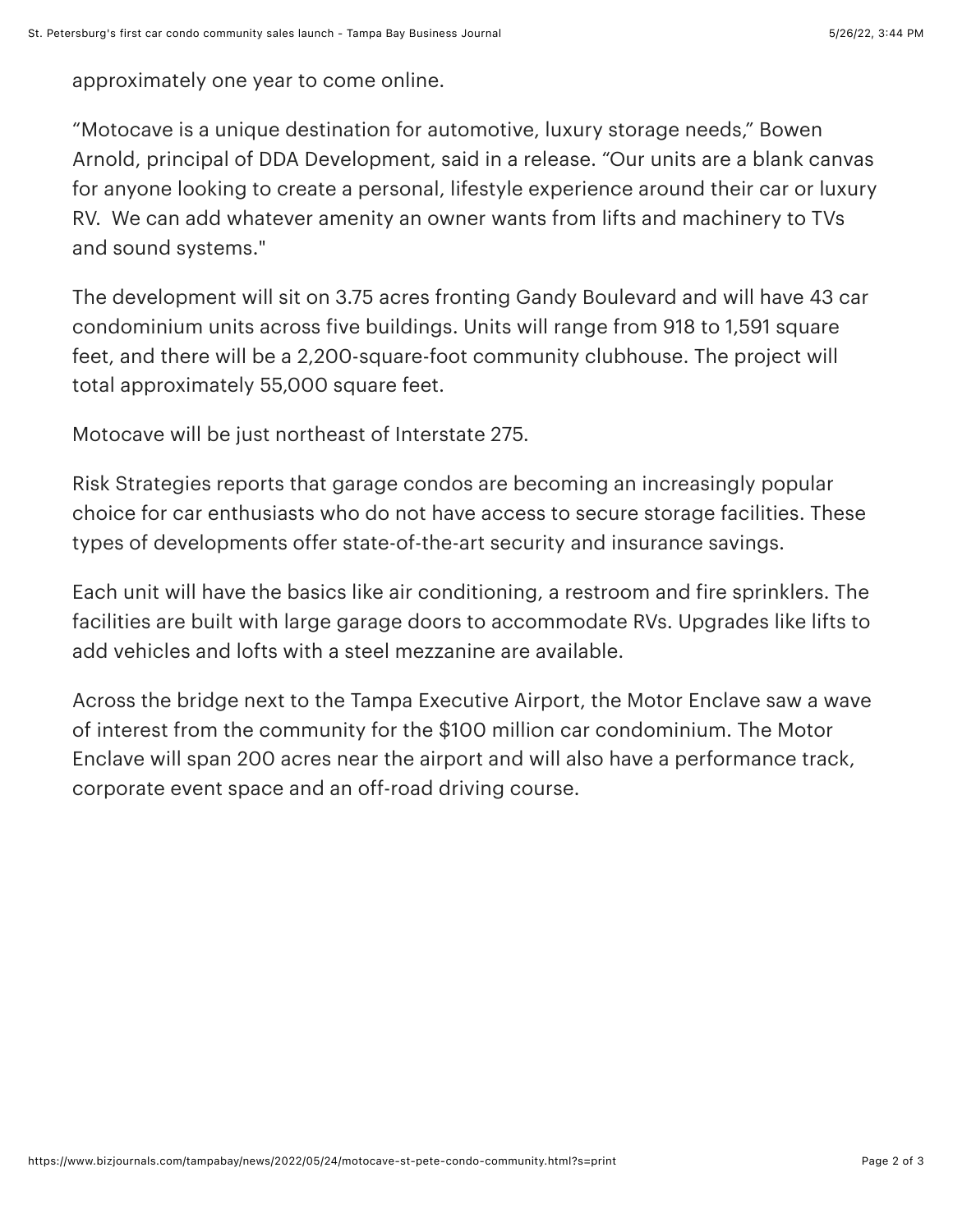approximately one year to come online.

“Motocave is a unique destination for automotive, luxury storage needs,” Bowen Arnold, principal of DDA Development, said in a release. “Our units are a blank canvas for anyone looking to create a personal, lifestyle experience around their car or luxury RV.  We can add whatever amenity an owner wants from lifts and machinery to TVs and sound systems."

The development will sit on 3.75 acres fronting Gandy Boulevard and will have 43 car condominium units across five buildings. Units will range from 918 to 1,591 square feet, and there will be a 2,200-square-foot community clubhouse. The project will total approximately 55,000 square feet.

Motocave will be just northeast of Interstate 275.

Risk Strategies reports that garage condos are becoming an increasingly popular choice for car enthusiasts who do not have access to secure storage facilities. These types of developments offer state-of-the-art security and insurance savings.

Each unit will have the basics like air conditioning, a restroom and fire sprinklers. The facilities are built with large garage doors to accommodate RVs. Upgrades like lifts to add vehicles and lofts with a steel mezzanine are available.

Across the bridge next to the Tampa Executive Airport, the Motor Enclave saw a wave of interest from the community for the $100 million car condominium. The Motor Enclave will span 200 acres near the airport and will also have a performance track, corporate event space and an off-road driving course.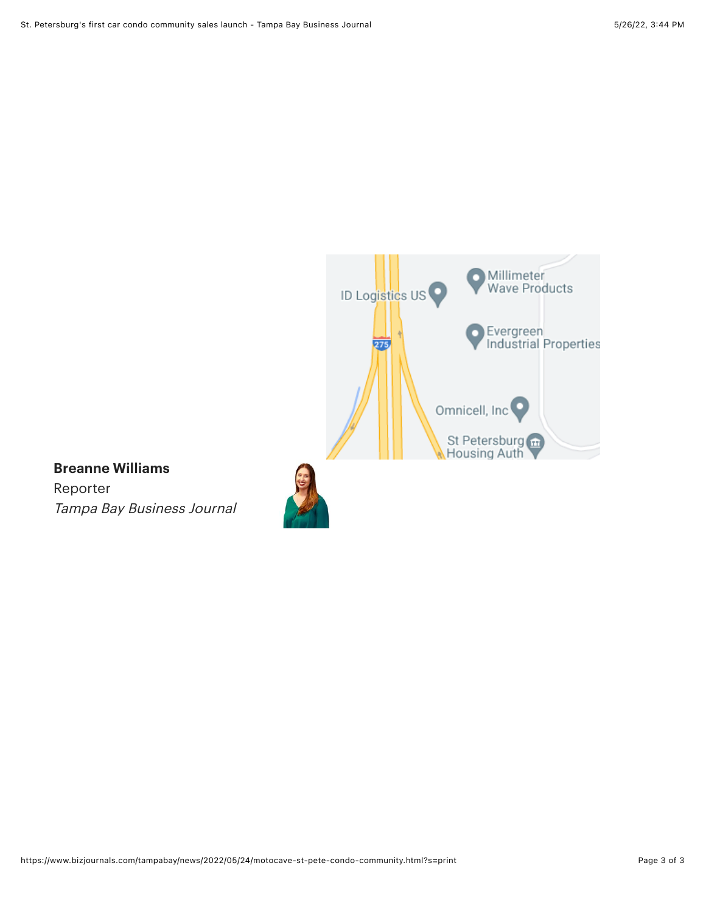ID Logistics US
Millimeter Wave Products
Evergreen Industrial Properties
275
Omnicell, Inc
St Petersburg Housing Auth

**Breanne Williams**
Reporter
*Tampa Bay Business Journal*